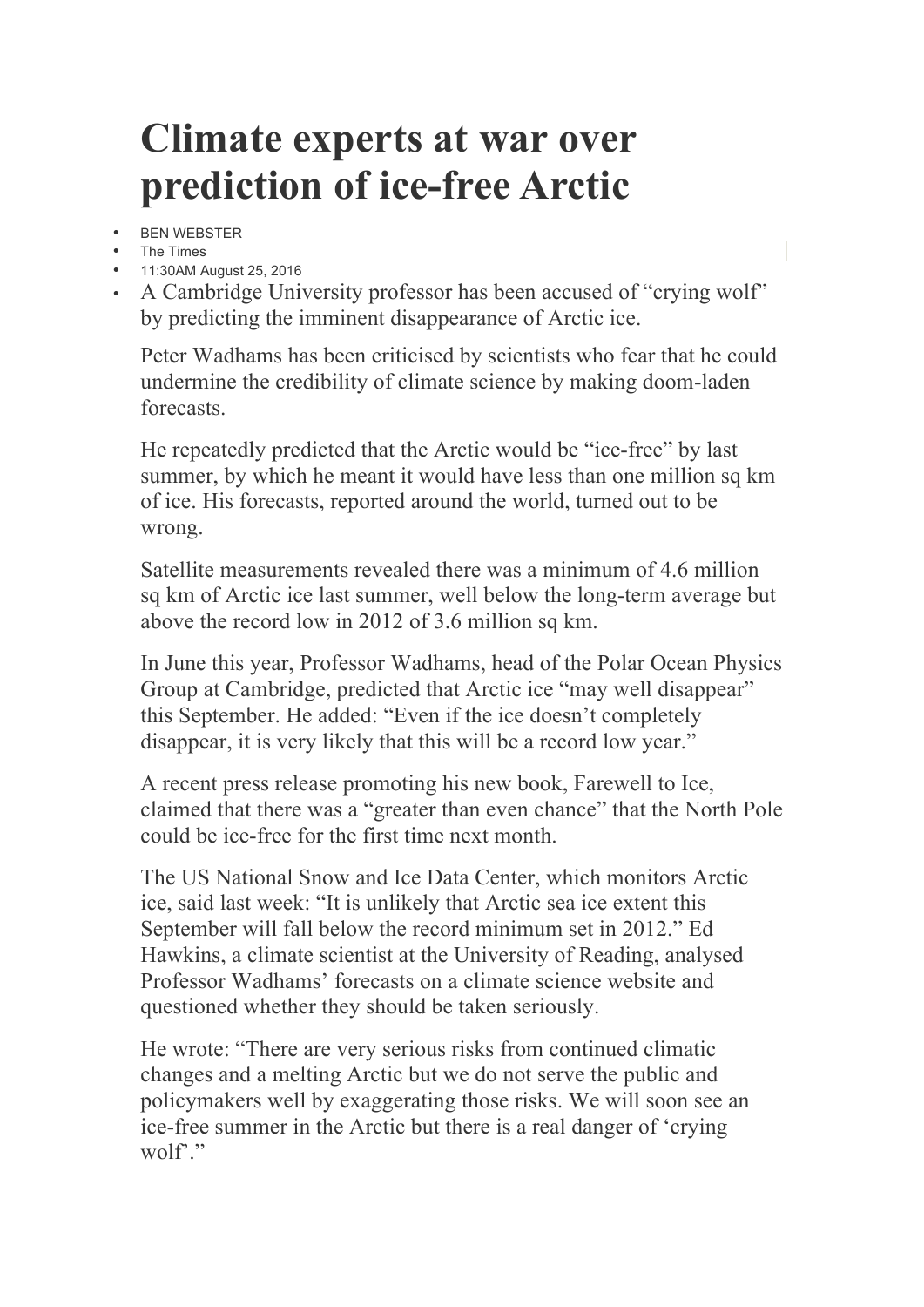# Climate experts at war over prediction of ice-free Arctic

- BEN WEBSTER
- The Times
- 11:30AM August 25, 2016
- A Cambridge University professor has been accused of "crying wolf" by predicting the imminent disappearance of Arctic ice.

Peter Wadhams has been criticised by scientists who fear that he could undermine the credibility of climate science by making doom-laden forecasts.

He repeatedly predicted that the Arctic would be "ice-free" by last summer, by which he meant it would have less than one million sq km of ice. His forecasts, reported around the world, turned out to be wrong.

Satellite measurements revealed there was a minimum of 4.6 million sq km of Arctic ice last summer, well below the long-term average but above the record low in 2012 of 3.6 million sq km.

In June this year, Professor Wadhams, head of the Polar Ocean Physics Group at Cambridge, predicted that Arctic ice "may well disappear" this September. He added: "Even if the ice doesn't completely disappear, it is very likely that this will be a record low year."

A recent press release promoting his new book, Farewell to Ice, claimed that there was a "greater than even chance" that the North Pole could be ice-free for the first time next month.

The US National Snow and Ice Data Center, which monitors Arctic ice, said last week: "It is unlikely that Arctic sea ice extent this September will fall below the record minimum set in 2012." Ed Hawkins, a climate scientist at the University of Reading, analysed Professor Wadhams' forecasts on a climate science website and questioned whether they should be taken seriously.

He wrote: "There are very serious risks from continued climatic changes and a melting Arctic but we do not serve the public and policymakers well by exaggerating those risks. We will soon see an ice-free summer in the Arctic but there is a real danger of 'crying wolf'."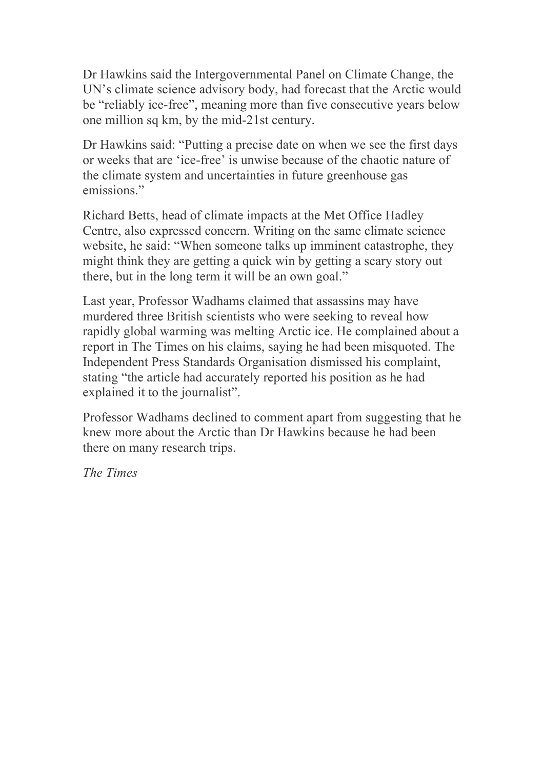Dr Hawkins said the Intergovernmental Panel on Climate Change, the UN's climate science advisory body, had forecast that the Arctic would be "reliably ice-free", meaning more than five consecutive years below one million sq km, by the mid-21st century.

Dr Hawkins said: "Putting a precise date on when we see the first days or weeks that are 'ice-free' is unwise because of the chaotic nature of the climate system and uncertainties in future greenhouse gas emissions."

Richard Betts, head of climate impacts at the Met Office Hadley Centre, also expressed concern. Writing on the same climate science website, he said: "When someone talks up imminent catastrophe, they might think they are getting a quick win by getting a scary story out there, but in the long term it will be an own goal."

Last year, Professor Wadhams claimed that assassins may have murdered three British scientists who were seeking to reveal how rapidly global warming was melting Arctic ice. He complained about a report in The Times on his claims, saying he had been misquoted. The Independent Press Standards Organisation dismissed his complaint, stating "the article had accurately reported his position as he had explained it to the journalist".

Professor Wadhams declined to comment apart from suggesting that he knew more about the Arctic than Dr Hawkins because he had been there on many research trips.

*The Times*